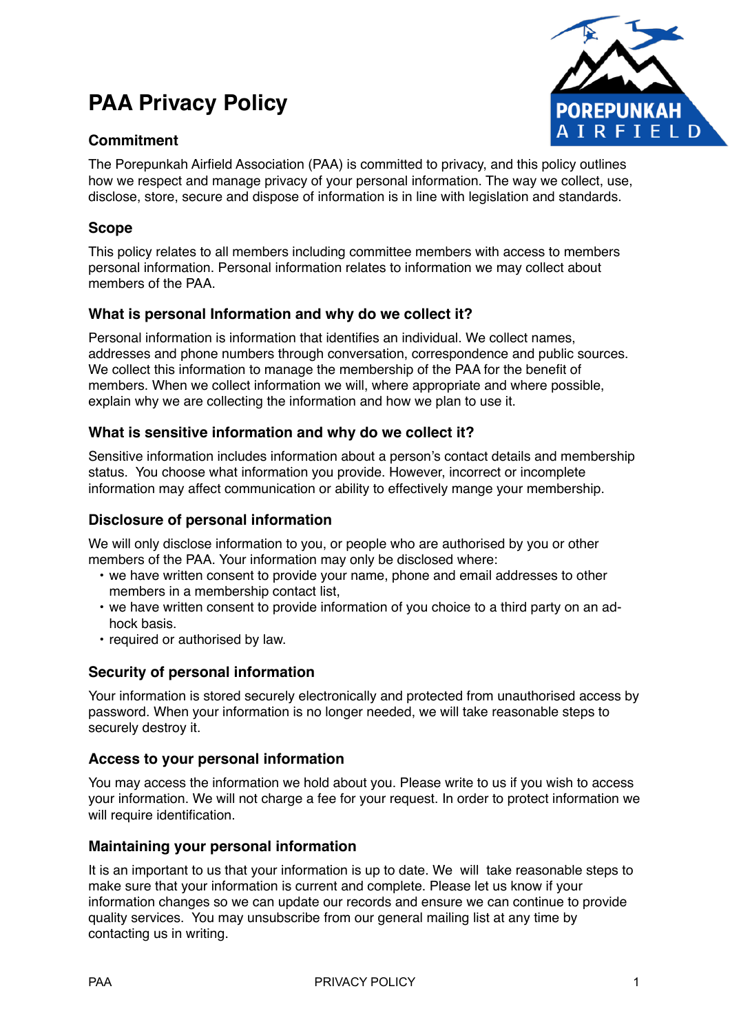# PAA Privacy Policy

## Commitment

The Porepunkah Airfield Association (PAA) is committed to privacy, and this policy outlines how we respect and manage privacy of your personal information. The way we collect, use, disclose, store, secure and dispose of information is in line with legislation and standards.

## Scope

This policy relates to all members including committee members with access to members personal information. Personal information relates to information we may collect about members of the PAA.

## What is personal Information and why do we collect it?

Personal information is information that identifies an individual. We collect names, addresses and phone numbers through conversation, correspondence and public sources. We collect this information to manage the membership of the PAA for the benefit of members. When we collect information we will, where appropriate and where possible, explain why we are collecting the information and how we plan to use it.

## What is sensitive information and why do we collect it?

Sensitive information includes information about a person's contact details and membership status. You choose what information you provide. However, incorrect or incomplete information may affect communication or ability to effectively mange your membership.

## Disclosure of personal information

We will only disclose information to you, or people who are authorised by you or other members of the PAA. Your information may only be disclosed where:

- we have written consent to provide your name, phone and email addresses to other members in a membership contact list,
- we have written consent to provide information of you choice to a third party on an ad-hock basis.
- required or authorised by law.

## Security of personal information

Your information is stored securely electronically and protected from unauthorised access by password. When your information is no longer needed, we will take reasonable steps to securely destroy it.

## Access to your personal information

You may access the information we hold about you. Please write to us if you wish to access your information. We will not charge a fee for your request. In order to protect information we will require identification.

## Maintaining your personal information

It is an important to us that your information is up to date. We will take reasonable steps to make sure that your information is current and complete. Please let us know if your information changes so we can update our records and ensure we can continue to provide quality services. You may unsubscribe from our general mailing list at any time by contacting us in writing.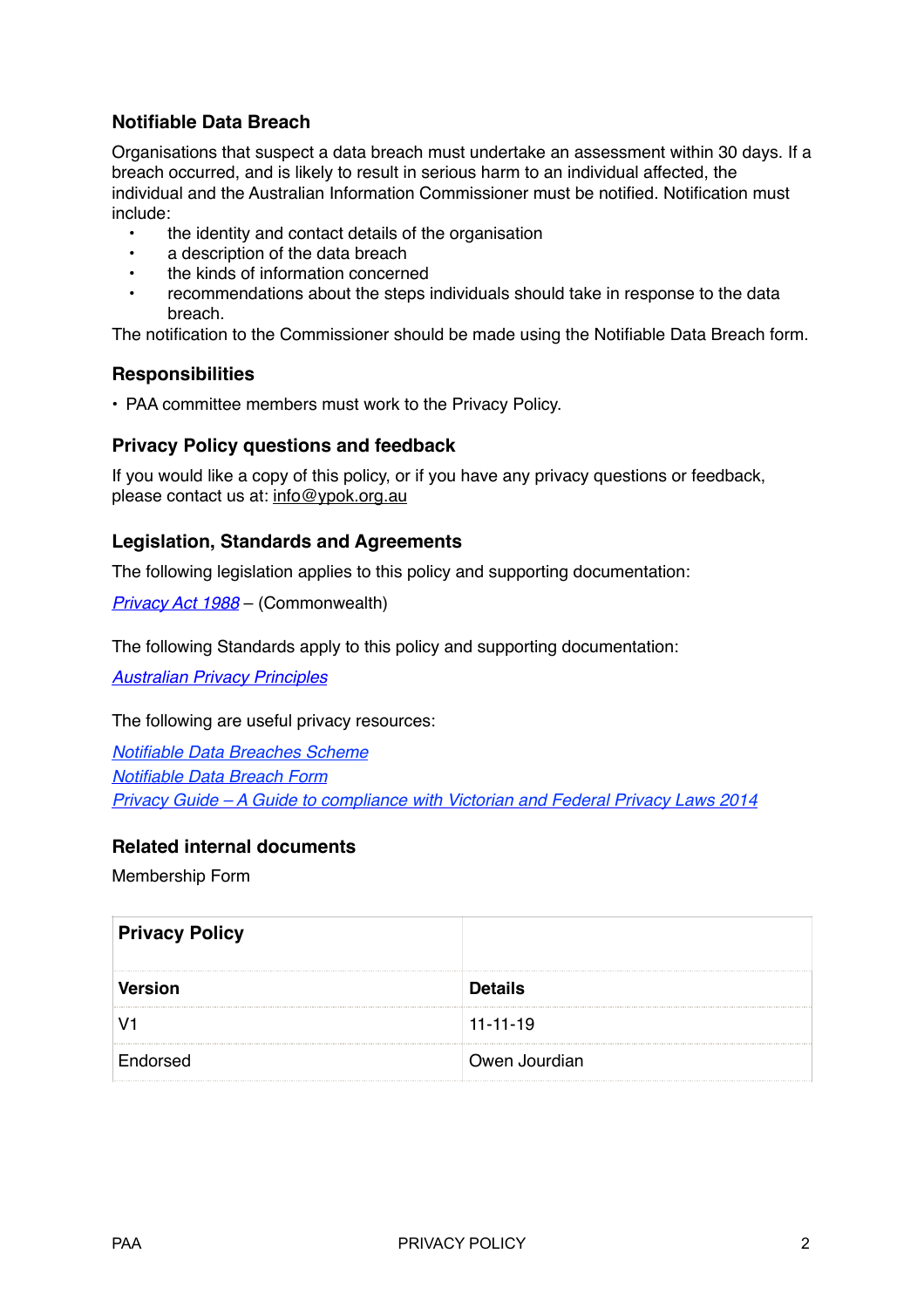### Notifiable Data Breach

Organisations that suspect a data breach must undertake an assessment within 30 days. If a breach occurred, and is likely to result in serious harm to an individual affected, the individual and the Australian Information Commissioner must be notified. Notification must include:

- the identity and contact details of the organisation
- a description of the data breach
- the kinds of information concerned
- recommendations about the steps individuals should take in response to the data breach.

The notification to the Commissioner should be made using the Notifiable Data Breach form.

### Responsibilities

- PAA committee members must work to the Privacy Policy.

### Privacy Policy questions and feedback

If you would like a copy of this policy, or if you have any privacy questions or feedback, please contact us at: info@ypok.org.au

### Legislation, Standards and Agreements

The following legislation applies to this policy and supporting documentation:

*Privacy Act 1988* – (Commonwealth)

The following Standards apply to this policy and supporting documentation:

*Australian Privacy Principles*

The following are useful privacy resources:

*Notifiable Data Breaches Scheme*
*Notifiable Data Breach Form*
*Privacy Guide – A Guide to compliance with Victorian and Federal Privacy Laws 2014*

### Related internal documents

Membership Form

| **Privacy Policy** | |
|---|---|
| **Version** | **Details** |
| V1 | 11-11-19 |
| Endorsed | Owen Jourdian |